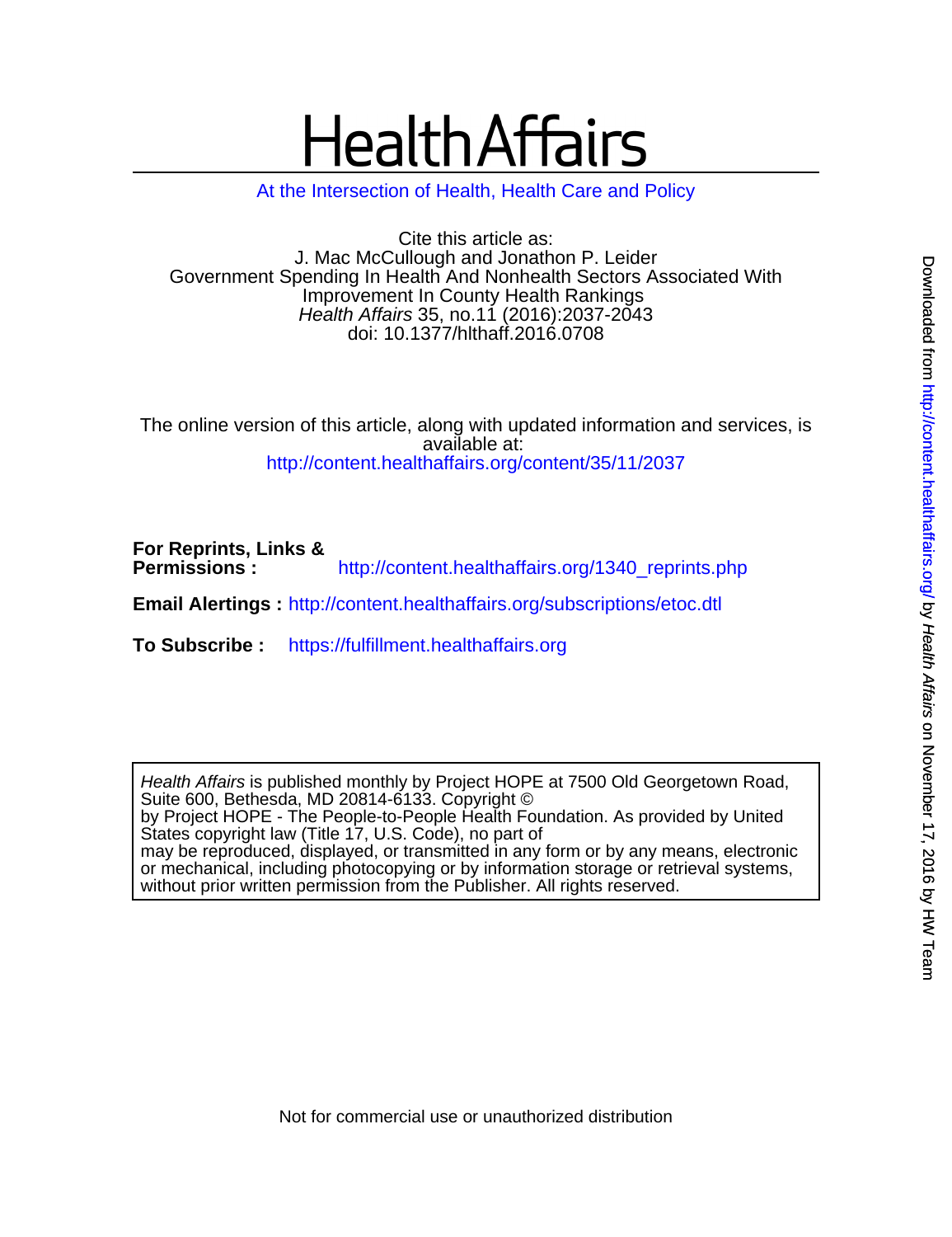# HealthAffairs

At the Intersection of Health, Health Care and Policy

Cite this article as:
J. Mac McCullough and Jonathon P. Leider
Government Spending In Health And Nonhealth Sectors Associated With Improvement In County Health Rankings
*Health Affairs* 35, no.11 (2016):2037-2043
doi: 10.1377/hlthaff.2016.0708

The online version of this article, along with updated information and services, is available at:
http://content.healthaffairs.org/content/35/11/2037

**For Reprints, Links & Permissions :** http://content.healthaffairs.org/1340_reprints.php

**Email Alertings :** http://content.healthaffairs.org/subscriptions/etoc.dtl

**To Subscribe :** https://fulfillment.healthaffairs.org

*Health Affairs* is published monthly by Project HOPE at 7500 Old Georgetown Road, Suite 600, Bethesda, MD 20814-6133. Copyright © by Project HOPE - The People-to-People Health Foundation. As provided by United States copyright law (Title 17, U.S. Code), no part of may be reproduced, displayed, or transmitted in any form or by any means, electronic or mechanical, including photocopying or by information storage or retrieval systems, without prior written permission from the Publisher. All rights reserved.

Not for commercial use or unauthorized distribution

Downloaded from http://content.healthaffairs.org/ by *Health Affairs* on November 17, 2016 by HW Team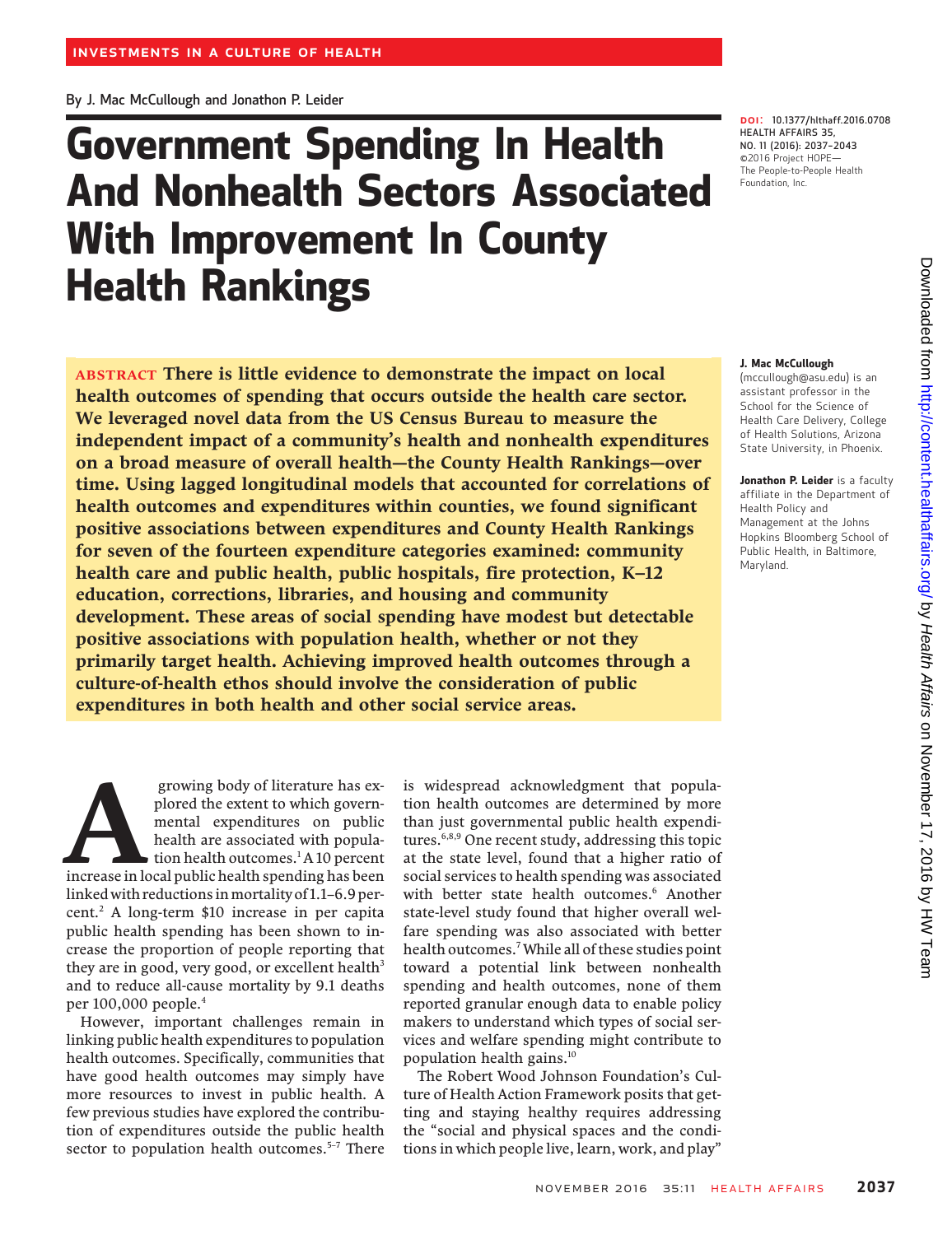INVESTMENTS IN A CULTURE OF HEALTH

By J. Mac McCullough and Jonathon P. Leider

# Government Spending In Health And Nonhealth Sectors Associated With Improvement In County Health Rankings

DOI: 10.1377/hlthaff.2016.0708
HEALTH AFFAIRS 35, NO. 11 (2016): 2037–2043
©2016 Project HOPE— The People-to-People Health Foundation, Inc.

**ABSTRACT There is little evidence to demonstrate the impact on local health outcomes of spending that occurs outside the health care sector. We leveraged novel data from the US Census Bureau to measure the independent impact of a community's health and nonhealth expenditures on a broad measure of overall health—the County Health Rankings—over time. Using lagged longitudinal models that accounted for correlations of health outcomes and expenditures within counties, we found significant positive associations between expenditures and County Health Rankings for seven of the fourteen expenditure categories examined: community health care and public health, public hospitals, fire protection, K–12 education, corrections, libraries, and housing and community development. These areas of social spending have modest but detectable positive associations with population health, whether or not they primarily target health. Achieving improved health outcomes through a culture-of-health ethos should involve the consideration of public expenditures in both health and other social service areas.**

**J. Mac McCullough** (mccullough@asu.edu) is an assistant professor in the School for the Science of Health Care Delivery, College of Health Solutions, Arizona State University, in Phoenix.

**Jonathon P. Leider** is a faculty affiliate in the Department of Health Policy and Management at the Johns Hopkins Bloomberg School of Public Health, in Baltimore, Maryland.

A growing body of literature has explored the extent to which governmental expenditures on public health are associated with population health outcomes.[1] A 10 percent increase in local public health spending has been linked with reductions in mortality of 1.1–6.9 percent.[2] A long-term $10 increase in per capita public health spending has been shown to increase the proportion of people reporting that they are in good, very good, or excellent health[3] and to reduce all-cause mortality by 9.1 deaths per 100,000 people.[4]

However, important challenges remain in linking public health expenditures to population health outcomes. Specifically, communities that have good health outcomes may simply have more resources to invest in public health. A few previous studies have explored the contribution of expenditures outside the public health sector to population health outcomes.[5–7] There is widespread acknowledgment that population health outcomes are determined by more than just governmental public health expenditures.[6,8,9] One recent study, addressing this topic at the state level, found that a higher ratio of social services to health spending was associated with better state health outcomes.[6] Another state-level study found that higher overall welfare spending was also associated with better health outcomes.[7] While all of these studies point toward a potential link between nonhealth spending and health outcomes, none of them reported granular enough data to enable policy makers to understand which types of social services and welfare spending might contribute to population health gains.[10]

The Robert Wood Johnson Foundation's Culture of Health Action Framework posits that getting and staying healthy requires addressing the "social and physical spaces and the conditions in which people live, learn, work, and play"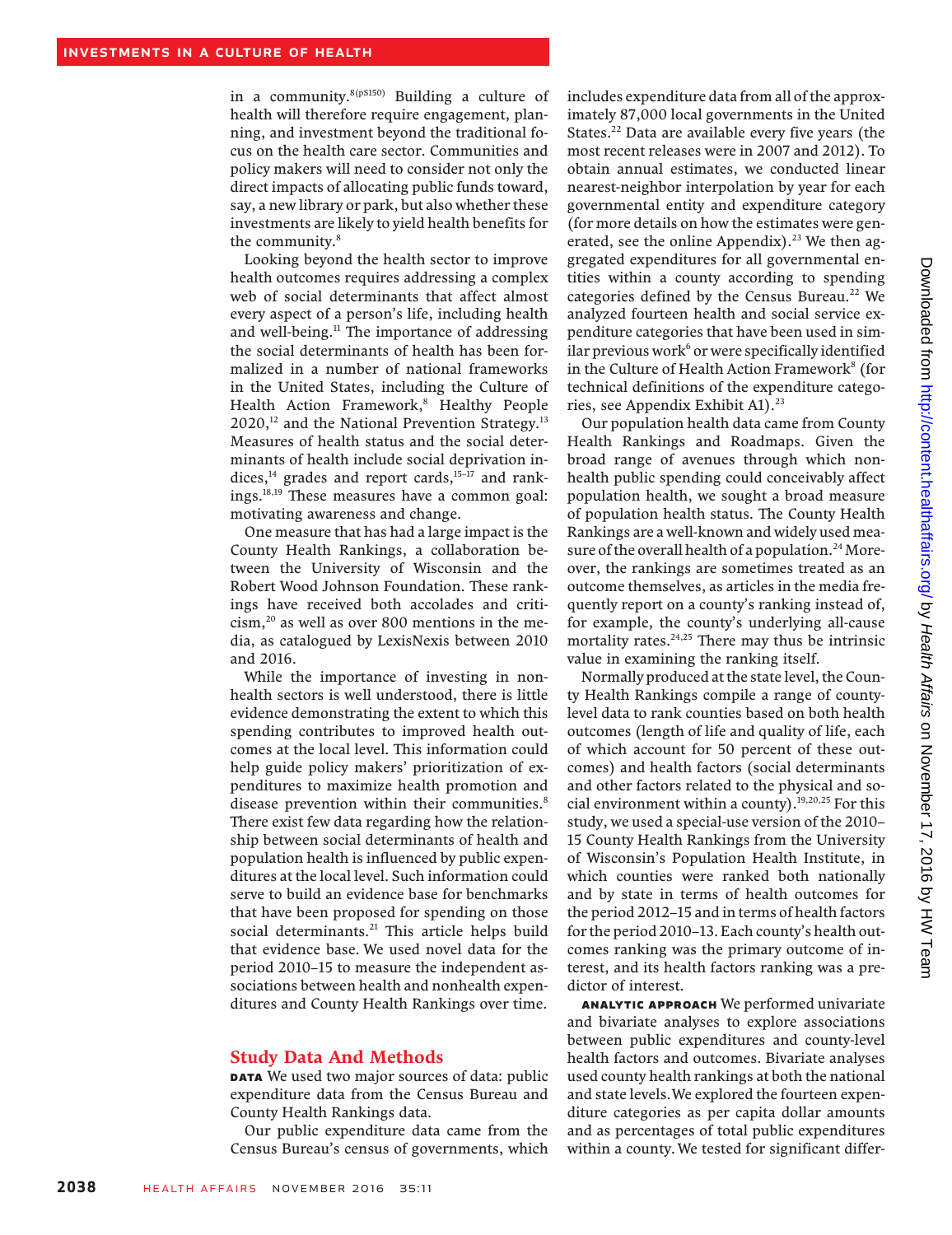in a community.[8(pS150)] Building a culture of health will therefore require engagement, planning, and investment beyond the traditional focus on the health care sector. Communities and policy makers will need to consider not only the direct impacts of allocating public funds toward, say, a new library or park, but also whether these investments are likely to yield health benefits for the community.[8]

Looking beyond the health sector to improve health outcomes requires addressing a complex web of social determinants that affect almost every aspect of a person's life, including health and well-being.[11] The importance of addressing the social determinants of health has been formalized in a number of national frameworks in the United States, including the Culture of Health Action Framework,[8] Healthy People 2020,[12] and the National Prevention Strategy.[13] Measures of health status and the social determinants of health include social deprivation indices,[14] grades and report cards,[15–17] and rankings.[18,19] These measures have a common goal: motivating awareness and change.

One measure that has had a large impact is the County Health Rankings, a collaboration between the University of Wisconsin and the Robert Wood Johnson Foundation. These rankings have received both accolades and criticism,[20] as well as over 800 mentions in the media, as catalogued by LexisNexis between 2010 and 2016.

While the importance of investing in nonhealth sectors is well understood, there is little evidence demonstrating the extent to which this spending contributes to improved health outcomes at the local level. This information could help guide policy makers' prioritization of expenditures to maximize health promotion and disease prevention within their communities.[8] There exist few data regarding how the relationship between social determinants of health and population health is influenced by public expenditures at the local level. Such information could serve to build an evidence base for benchmarks that have been proposed for spending on those social determinants.[21] This article helps build that evidence base. We used novel data for the period 2010–15 to measure the independent associations between health and nonhealth expenditures and County Health Rankings over time.

## Study Data And Methods

**DATA** We used two major sources of data: public expenditure data from the Census Bureau and County Health Rankings data.

Our public expenditure data came from the Census Bureau's census of governments, which includes expenditure data from all of the approximately 87,000 local governments in the United States.[22] Data are available every five years (the most recent releases were in 2007 and 2012). To obtain annual estimates, we conducted linear nearest-neighbor interpolation by year for each governmental entity and expenditure category (for more details on how the estimates were generated, see the online Appendix).[23] We then aggregated expenditures for all governmental entities within a county according to spending categories defined by the Census Bureau.[22] We analyzed fourteen health and social service expenditure categories that have been used in similar previous work[6] or were specifically identified in the Culture of Health Action Framework[8] (for technical definitions of the expenditure categories, see Appendix Exhibit A1).[23]

Our population health data came from County Health Rankings and Roadmaps. Given the broad range of avenues through which nonhealth public spending could conceivably affect population health, we sought a broad measure of population health status. The County Health Rankings are a well-known and widely used measure of the overall health of a population.[24] Moreover, the rankings are sometimes treated as an outcome themselves, as articles in the media frequently report on a county's ranking instead of, for example, the county's underlying all-cause mortality rates.[24,25] There may thus be intrinsic value in examining the ranking itself.

Normally produced at the state level, the County Health Rankings compile a range of county-level data to rank counties based on both health outcomes (length of life and quality of life, each of which account for 50 percent of these outcomes) and health factors (social determinants and other factors related to the physical and social environment within a county).[19,20,25] For this study, we used a special-use version of the 2010–15 County Health Rankings from the University of Wisconsin's Population Health Institute, in which counties were ranked both nationally and by state in terms of health outcomes for the period 2012–15 and in terms of health factors for the period 2010–13. Each county's health outcomes ranking was the primary outcome of interest, and its health factors ranking was a predictor of interest.

**ANALYTIC APPROACH** We performed univariate and bivariate analyses to explore associations between public expenditures and county-level health factors and outcomes. Bivariate analyses used county health rankings at both the national and state levels. We explored the fourteen expenditure categories as per capita dollar amounts and as percentages of total public expenditures within a county. We tested for significant differ-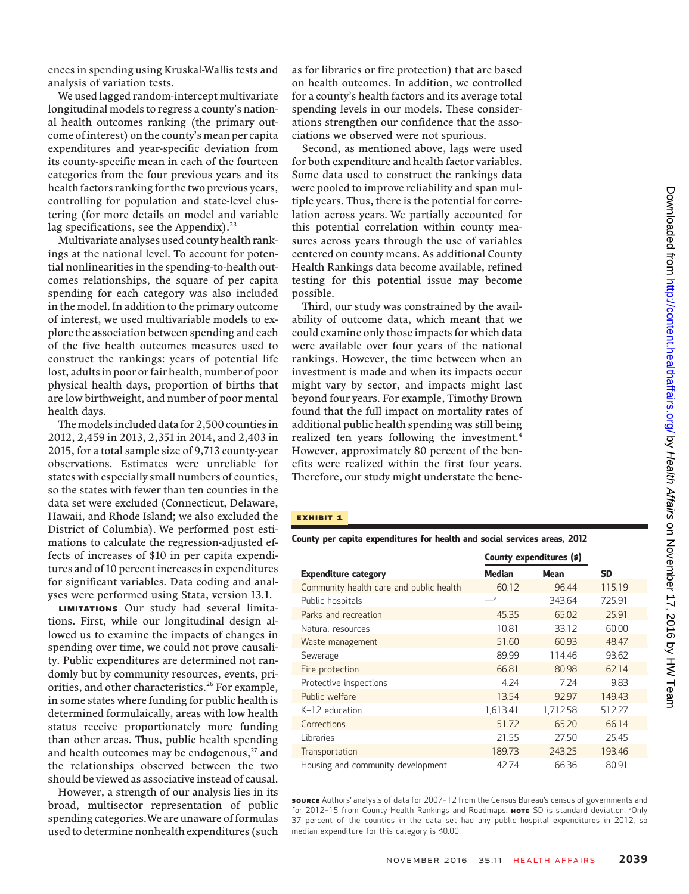ences in spending using Kruskal-Wallis tests and analysis of variation tests.

We used lagged random-intercept multivariate longitudinal models to regress a county's national health outcomes ranking (the primary outcome of interest) on the county's mean per capita expenditures and year-specific deviation from its county-specific mean in each of the fourteen categories from the four previous years and its health factors ranking for the two previous years, controlling for population and state-level clustering (for more details on model and variable lag specifications, see the Appendix).[23]

Multivariate analyses used county health rankings at the national level. To account for potential nonlinearities in the spending-to-health outcomes relationships, the square of per capita spending for each category was also included in the model. In addition to the primary outcome of interest, we used multivariable models to explore the association between spending and each of the five health outcomes measures used to construct the rankings: years of potential life lost, adults in poor or fair health, number of poor physical health days, proportion of births that are low birthweight, and number of poor mental health days.

The models included data for 2,500 counties in 2012, 2,459 in 2013, 2,351 in 2014, and 2,403 in 2015, for a total sample size of 9,713 county-year observations. Estimates were unreliable for states with especially small numbers of counties, so the states with fewer than ten counties in the data set were excluded (Connecticut, Delaware, Hawaii, and Rhode Island; we also excluded the District of Columbia). We performed post estimations to calculate the regression-adjusted effects of increases of $10 in per capita expenditures and of 10 percent increases in expenditures for significant variables. Data coding and analyses were performed using Stata, version 13.1.

**LIMITATIONS** Our study had several limitations. First, while our longitudinal design allowed us to examine the impacts of changes in spending over time, we could not prove causality. Public expenditures are determined not randomly but by community resources, events, priorities, and other characteristics.[26] For example, in some states where funding for public health is determined formulaically, areas with low health status receive proportionately more funding than other areas. Thus, public health spending and health outcomes may be endogenous,[27] and the relationships observed between the two should be viewed as associative instead of causal.

However, a strength of our analysis lies in its broad, multisector representation of public spending categories. We are unaware of formulas used to determine nonhealth expenditures (such as for libraries or fire protection) that are based on health outcomes. In addition, we controlled for a county's health factors and its average total spending levels in our models. These considerations strengthen our confidence that the associations we observed were not spurious.

Second, as mentioned above, lags were used for both expenditure and health factor variables. Some data used to construct the rankings data were pooled to improve reliability and span multiple years. Thus, there is the potential for correlation across years. We partially accounted for this potential correlation within county measures across years through the use of variables centered on county means. As additional County Health Rankings data become available, refined testing for this potential issue may become possible.

Third, our study was constrained by the availability of outcome data, which meant that we could examine only those impacts for which data were available over four years of the national rankings. However, the time between when an investment is made and when its impacts occur might vary by sector, and impacts might last beyond four years. For example, Timothy Brown found that the full impact on mortality rates of additional public health spending was still being realized ten years following the investment.[4] However, approximately 80 percent of the benefits were realized within the first four years. Therefore, our study might understate the bene-

**EXHIBIT 1**

**County per capita expenditures for health and social services areas, 2012**

| Expenditure category | County expenditures ($) | | |
|---|---|---|---|
| | **Median** | **Mean** | **SD** |
| Community health care and public health | 60.12 | 96.44 | 115.19 |
| Public hospitals | —[a] | 343.64 | 725.91 |
| Parks and recreation | 45.35 | 65.02 | 25.91 |
| Natural resources | 10.81 | 33.12 | 60.00 |
| Waste management | 51.60 | 60.93 | 48.47 |
| Sewerage | 89.99 | 114.46 | 93.62 |
| Fire protection | 66.81 | 80.98 | 62.14 |
| Protective inspections | 4.24 | 7.24 | 9.83 |
| Public welfare | 13.54 | 92.97 | 149.43 |
| K–12 education | 1,613.41 | 1,712.58 | 512.27 |
| Corrections | 51.72 | 65.20 | 66.14 |
| Libraries | 21.55 | 27.50 | 25.45 |
| Transportation | 189.73 | 243.25 | 193.46 |
| Housing and community development | 42.74 | 66.36 | 80.91 |

**SOURCE** Authors' analysis of data for 2007–12 from the Census Bureau's census of governments and for 2012–15 from County Health Rankings and Roadmaps. **NOTE** SD is standard deviation. [a]Only 37 percent of the counties in the data set had any public hospital expenditures in 2012, so median expenditure for this category is $0.00.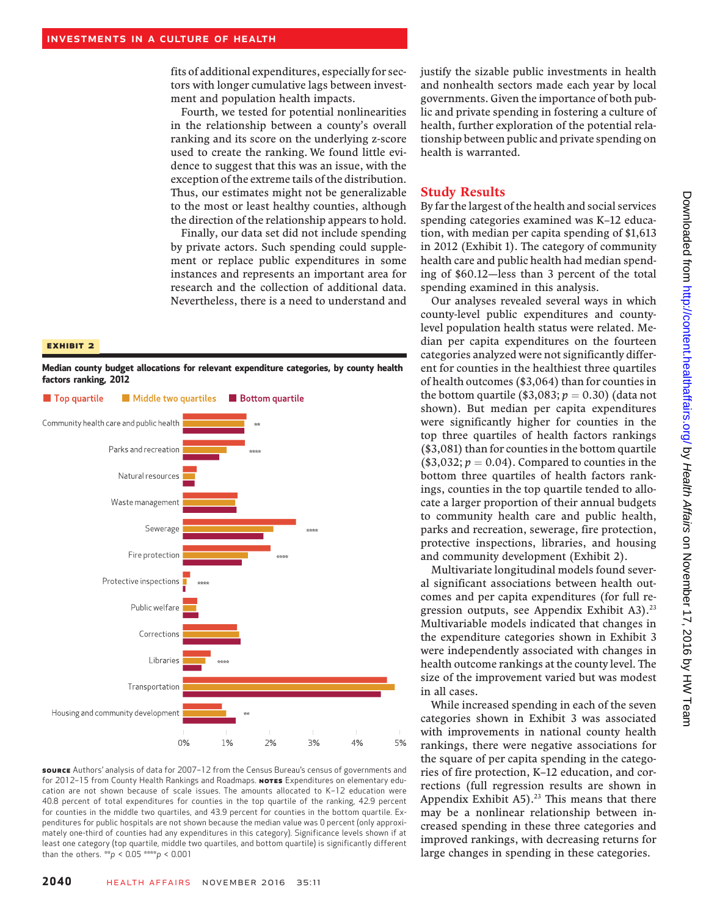fits of additional expenditures, especially for sectors with longer cumulative lags between investment and population health impacts.

Fourth, we tested for potential nonlinearities in the relationship between a county's overall ranking and its score on the underlying z-score used to create the ranking. We found little evidence to suggest that this was an issue, with the exception of the extreme tails of the distribution. Thus, our estimates might not be generalizable to the most or least healthy counties, although the direction of the relationship appears to hold.

Finally, our data set did not include spending by private actors. Such spending could supplement or replace public expenditures in some instances and represents an important area for research and the collection of additional data. Nevertheless, there is a need to understand and justify the sizable public investments in health and nonhealth sectors made each year by local governments. Given the importance of both public and private spending in fostering a culture of health, further exploration of the potential relationship between public and private spending on health is warranted.

## Study Results

By far the largest of the health and social services spending categories examined was K–12 education, with median per capita spending of $1,613 in 2012 (Exhibit 1). The category of community health care and public health had median spending of $60.12—less than 3 percent of the total spending examined in this analysis.

Our analyses revealed several ways in which county-level public expenditures and county-level population health status were related. Median per capita expenditures on the fourteen categories analyzed were not significantly different for counties in the healthiest three quartiles of health outcomes ($3,064) than for counties in the bottom quartile ($3,083; $p = 0.30$) (data not shown). But median per capita expenditures were significantly higher for counties in the top three quartiles of health factors rankings ($3,081) than for counties in the bottom quartile ($3,032; $p = 0.04$). Compared to counties in the bottom three quartiles of health factors rankings, counties in the top quartile tended to allocate a larger proportion of their annual budgets to community health care and public health, parks and recreation, sewerage, fire protection, protective inspections, libraries, and housing and community development (Exhibit 2).

Multivariate longitudinal models found several significant associations between health outcomes and per capita expenditures (for full regression outputs, see Appendix Exhibit A3).[23] Multivariable models indicated that changes in the expenditure categories shown in Exhibit 3 were independently associated with changes in health outcome rankings at the county level. The size of the improvement varied but was modest in all cases.

While increased spending in each of the seven categories shown in Exhibit 3 was associated with improvements in national county health rankings, there were negative associations for the square of per capita spending in the categories of fire protection, K–12 education, and corrections (full regression results are shown in Appendix Exhibit A5).[23] This means that there may be a nonlinear relationship between increased spending in these three categories and improved rankings, with decreasing returns for large changes in spending in these categories.

**EXHIBIT 2**

**Median county budget allocations for relevant expenditure categories, by county health factors ranking, 2012**

Legend: Top quartile; Middle two quartiles; Bottom quartile

Categories (x-axis 0%–5%): Community health care and public health (**); Parks and recreation (****); Natural resources; Waste management; Sewerage (****); Fire protection (****); Protective inspections (****); Public welfare; Corrections; Libraries (****); Transportation; Housing and community development (**)

**SOURCE** Authors' analysis of data for 2007–12 from the Census Bureau's census of governments and for 2012–15 from County Health Rankings and Roadmaps. **NOTES** Expenditures on elementary education are not shown because of scale issues. The amounts allocated to K–12 education were 40.8 percent of total expenditures for counties in the top quartile of the ranking, 42.9 percent for counties in the middle two quartiles, and 43.9 percent for counties in the bottom quartile. Expenditures for public hospitals are not shown because the median value was 0 percent (only approximately one-third of counties had any expenditures in this category). Significance levels shown if at least one category (top quartile, middle two quartiles, and bottom quartile) is significantly different than the others. **$p < 0.05$ ****$p < 0.001$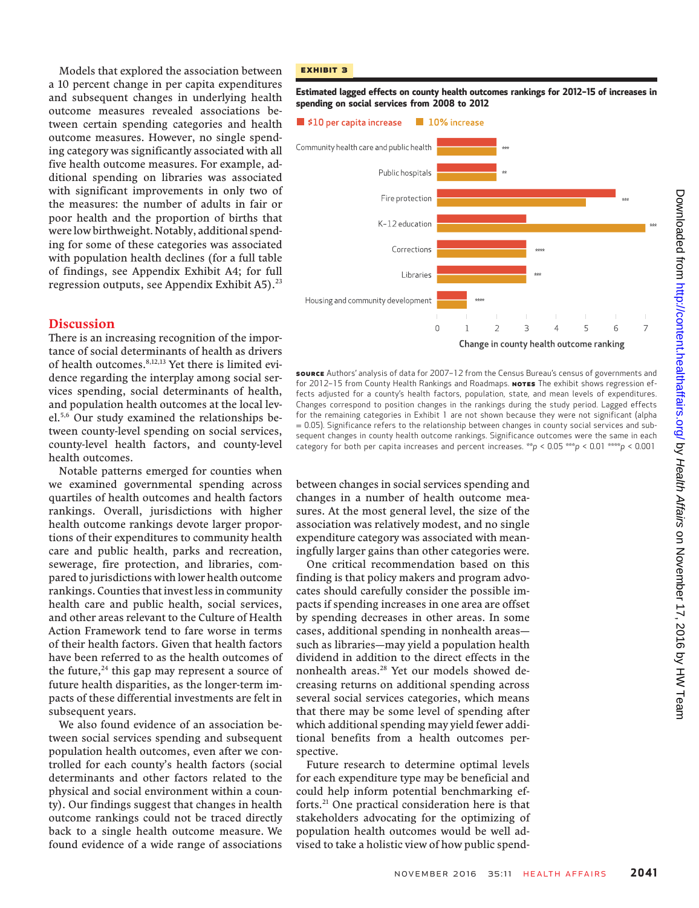Models that explored the association between a 10 percent change in per capita expenditures and subsequent changes in underlying health outcome measures revealed associations between certain spending categories and health outcome measures. However, no single spending category was significantly associated with all five health outcome measures. For example, additional spending on libraries was associated with significant improvements in only two of the measures: the number of adults in fair or poor health and the proportion of births that were low birthweight. Notably, additional spending for some of these categories was associated with population health declines (for a full table of findings, see Appendix Exhibit A4; for full regression outputs, see Appendix Exhibit A5).[23]

## Discussion

There is an increasing recognition of the importance of social determinants of health as drivers of health outcomes.[8,12,13] Yet there is limited evidence regarding the interplay among social services spending, social determinants of health, and population health outcomes at the local level.[5,6] Our study examined the relationships between county-level spending on social services, county-level health factors, and county-level health outcomes.

Notable patterns emerged for counties when we examined governmental spending across quartiles of health outcomes and health factors rankings. Overall, jurisdictions with higher health outcome rankings devote larger proportions of their expenditures to community health care and public health, parks and recreation, sewerage, fire protection, and libraries, compared to jurisdictions with lower health outcome rankings. Counties that invest less in community health care and public health, social services, and other areas relevant to the Culture of Health Action Framework tend to fare worse in terms of their health factors. Given that health factors have been referred to as the health outcomes of the future,[24] this gap may represent a source of future health disparities, as the longer-term impacts of these differential investments are felt in subsequent years.

We also found evidence of an association between social services spending and subsequent population health outcomes, even after we controlled for each county's health factors (social determinants and other factors related to the physical and social environment within a county). Our findings suggest that changes in health outcome rankings could not be traced directly back to a single health outcome measure. We found evidence of a wide range of associations between changes in social services spending and changes in a number of health outcome measures. At the most general level, the size of the association was relatively modest, and no single expenditure category was associated with meaningfully larger gains than other categories were.

One critical recommendation based on this finding is that policy makers and program advocates should carefully consider the possible impacts if spending increases in one area are offset by spending decreases in other areas. In some cases, additional spending in nonhealth areas—such as libraries—may yield a population health dividend in addition to the direct effects in the nonhealth areas.[28] Yet our models showed decreasing returns on additional spending across several social services categories, which means that there may be some level of spending after which additional spending may yield fewer additional benefits from a health outcomes perspective.

Future research to determine optimal levels for each expenditure type may be beneficial and could help inform potential benchmarking efforts.[21] One practical consideration here is that stakeholders advocating for the optimizing of population health outcomes would be well advised to take a holistic view of how public spend-

**EXHIBIT 3**

**Estimated lagged effects on county health outcomes rankings for 2012–15 of increases in spending on social services from 2008 to 2012**

| Category | $10 per capita increase | 10% increase | Significance |
|---|---|---|---|
| Community health care and public health | ~2.0 | ~2.0 | *** |
| Public hospitals | ~2.0 | ~2.0 | ** |
| Fire protection | ~6.0 | ~5.0 | *** |
| K–12 education | ~3.0 | ~7.0 | *** |
| Corrections | ~3.0 | ~3.0 | **** |
| Libraries | ~3.0 | ~3.0 | *** |
| Housing and community development | ~1.0 | ~1.0 | **** |

Change in county health outcome ranking

**SOURCE** Authors' analysis of data for 2007–12 from the Census Bureau's census of governments and for 2012–15 from County Health Rankings and Roadmaps. **NOTES** The exhibit shows regression effects adjusted for a county's health factors, population, state, and mean levels of expenditures. Changes correspond to position changes in the rankings during the study period. Lagged effects for the remaining categories in Exhibit 1 are not shown because they were not significant (alpha = 0.05). Significance refers to the relationship between changes in county social services and subsequent changes in county health outcome rankings. Significance outcomes were the same in each category for both per capita increases and percent increases. **$p < 0.05$ ***$p < 0.01$ ****$p < 0.001$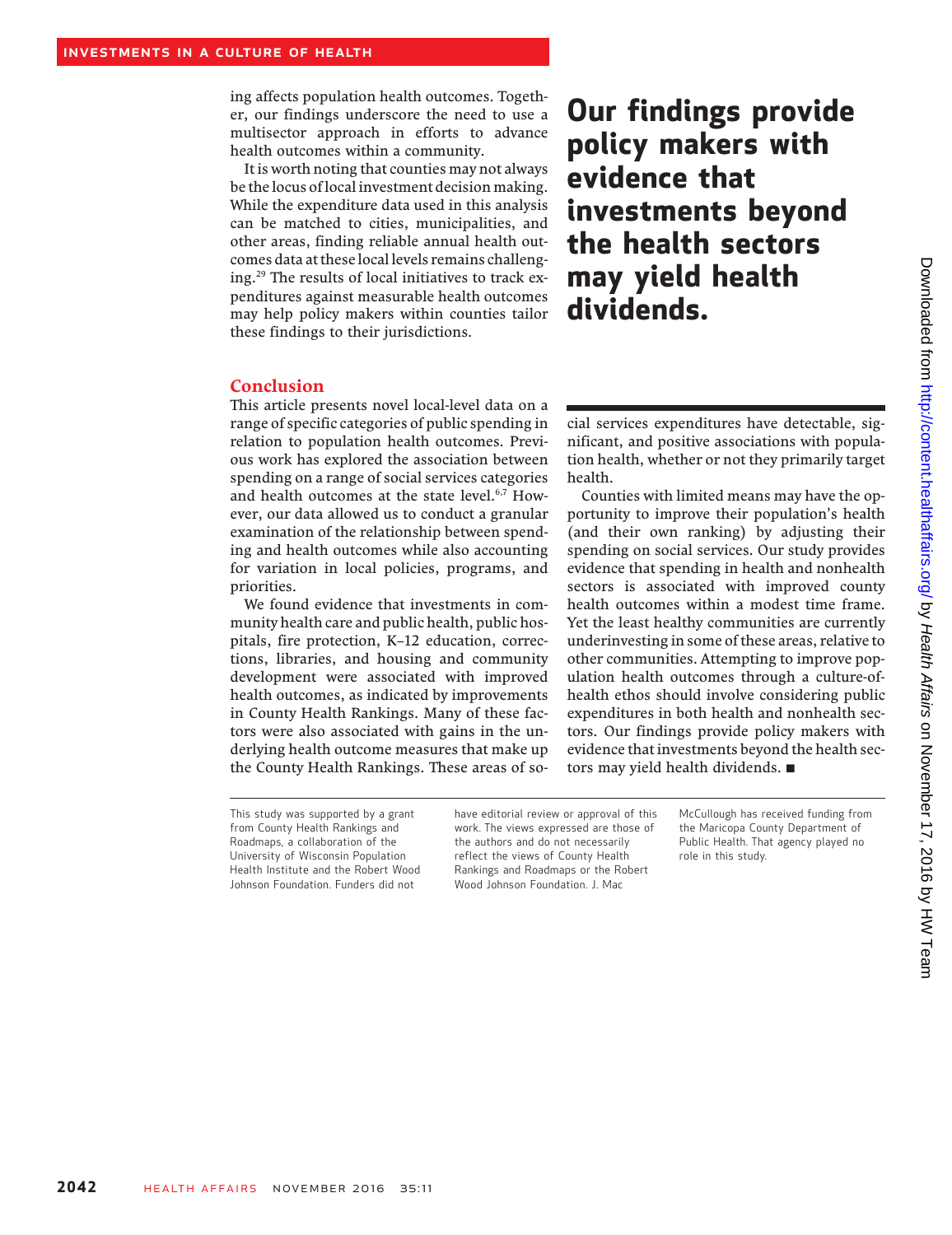ing affects population health outcomes. Together, our findings underscore the need to use a multisector approach in efforts to advance health outcomes within a community.

It is worth noting that counties may not always be the locus of local investment decision making. While the expenditure data used in this analysis can be matched to cities, municipalities, and other areas, finding reliable annual health outcomes data at these local levels remains challenging.[29] The results of local initiatives to track expenditures against measurable health outcomes may help policy makers within counties tailor these findings to their jurisdictions.

**Our findings provide policy makers with evidence that investments beyond the health sectors may yield health dividends.**

## Conclusion

This article presents novel local-level data on a range of specific categories of public spending in relation to population health outcomes. Previous work has explored the association between spending on a range of social services categories and health outcomes at the state level.[6,7] However, our data allowed us to conduct a granular examination of the relationship between spending and health outcomes while also accounting for variation in local policies, programs, and priorities.

We found evidence that investments in community health care and public health, public hospitals, fire protection, K–12 education, corrections, libraries, and housing and community development were associated with improved health outcomes, as indicated by improvements in County Health Rankings. Many of these factors were also associated with gains in the underlying health outcome measures that make up the County Health Rankings. These areas of social services expenditures have detectable, significant, and positive associations with population health, whether or not they primarily target health.

Counties with limited means may have the opportunity to improve their population's health (and their own ranking) by adjusting their spending on social services. Our study provides evidence that spending in health and nonhealth sectors is associated with improved county health outcomes within a modest time frame. Yet the least healthy communities are currently underinvesting in some of these areas, relative to other communities. Attempting to improve population health outcomes through a culture-of-health ethos should involve considering public expenditures in both health and nonhealth sectors. Our findings provide policy makers with evidence that investments beyond the health sectors may yield health dividends. ■

This study was supported by a grant from County Health Rankings and Roadmaps, a collaboration of the University of Wisconsin Population Health Institute and the Robert Wood Johnson Foundation. Funders did not have editorial review or approval of this work. The views expressed are those of the authors and do not necessarily reflect the views of County Health Rankings and Roadmaps or the Robert Wood Johnson Foundation. J. Mac McCullough has received funding from the Maricopa County Department of Public Health. That agency played no role in this study.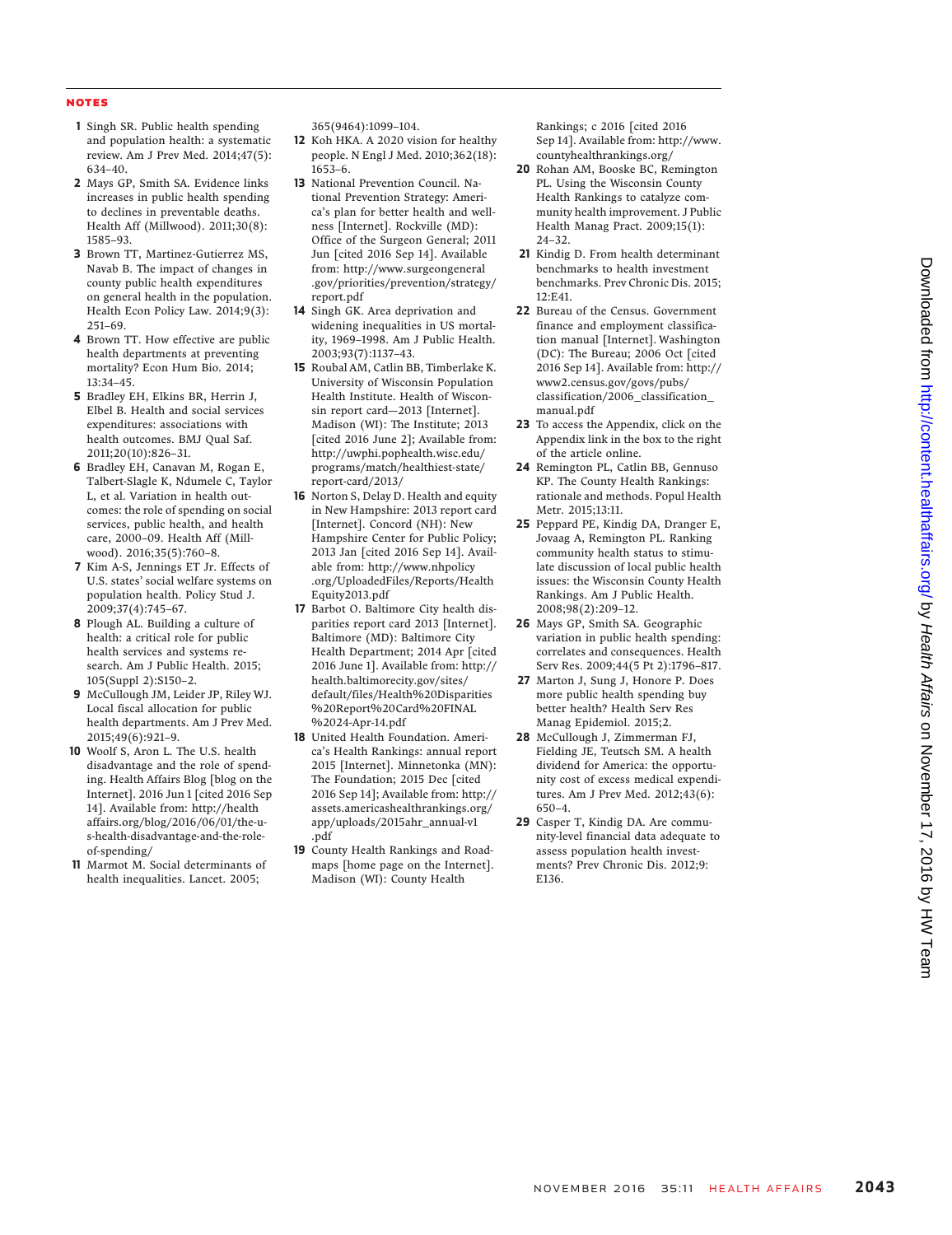## NOTES

1. Singh SR. Public health spending and population health: a systematic review. Am J Prev Med. 2014;47(5):634–40.
2. Mays GP, Smith SA. Evidence links increases in public health spending to declines in preventable deaths. Health Aff (Millwood). 2011;30(8):1585–93.
3. Brown TT, Martinez-Gutierrez MS, Navab B. The impact of changes in county public health expenditures on general health in the population. Health Econ Policy Law. 2014;9(3):251–69.
4. Brown TT. How effective are public health departments at preventing mortality? Econ Hum Bio. 2014;13:34–45.
5. Bradley EH, Elkins BR, Herrin J, Elbel B. Health and social services expenditures: associations with health outcomes. BMJ Qual Saf. 2011;20(10):826–31.
6. Bradley EH, Canavan M, Rogan E, Talbert-Slagle K, Ndumele C, Taylor L, et al. Variation in health outcomes: the role of spending on social services, public health, and health care, 2000–09. Health Aff (Millwood). 2016;35(5):760–8.
7. Kim A-S, Jennings ET Jr. Effects of U.S. states' social welfare systems on population health. Policy Stud J. 2009;37(4):745–67.
8. Plough AL. Building a culture of health: a critical role for public health services and systems research. Am J Public Health. 2015;105(Suppl 2):S150–2.
9. McCullough JM, Leider JP, Riley WJ. Local fiscal allocation for public health departments. Am J Prev Med. 2015;49(6):921–9.
10. Woolf S, Aron L. The U.S. health disadvantage and the role of spending. Health Affairs Blog [blog on the Internet]. 2016 Jun 1 [cited 2016 Sep 14]. Available from: http://healthaffairs.org/blog/2016/06/01/the-u-s-health-disadvantage-and-the-role-of-spending/
11. Marmot M. Social determinants of health inequalities. Lancet. 2005;365(9464):1099–104.
12. Koh HKA. A 2020 vision for healthy people. N Engl J Med. 2010;362(18):1653–6.
13. National Prevention Council. National Prevention Strategy: America's plan for better health and wellness [Internet]. Rockville (MD): Office of the Surgeon General; 2011 Jun [cited 2016 Sep 14]. Available from: http://www.surgeongeneral.gov/priorities/prevention/strategy/report.pdf
14. Singh GK. Area deprivation and widening inequalities in US mortality, 1969–1998. Am J Public Health. 2003;93(7):1137–43.
15. Roubal AM, Catlin BB, Timberlake K. University of Wisconsin Population Health Institute. Health of Wisconsin report card—2013 [Internet]. Madison (WI): The Institute; 2013 [cited 2016 June 2]; Available from: http://uwphi.pophealth.wisc.edu/programs/match/healthiest-state/report-card/2013/
16. Norton S, Delay D. Health and equity in New Hampshire: 2013 report card [Internet]. Concord (NH): New Hampshire Center for Public Policy; 2013 Jan [cited 2016 Sep 14]. Available from: http://www.nhpolicy.org/UploadedFiles/Reports/HealthEquity2013.pdf
17. Barbot O. Baltimore City health disparities report card 2013 [Internet]. Baltimore (MD): Baltimore City Health Department; 2014 Apr [cited 2016 June 1]. Available from: http://health.baltimorecity.gov/sites/default/files/Health%20Disparities%20Report%20Card%20FINAL%2024-Apr-14.pdf
18. United Health Foundation. America's Health Rankings: annual report 2015 [Internet]. Minnetonka (MN): The Foundation; 2015 Dec [cited 2016 Sep 14]; Available from: http://assets.americashealthrankings.org/app/uploads/2015ahr_annual-v1.pdf
19. County Health Rankings and Roadmaps [home page on the Internet]. Madison (WI): County Health Rankings; c 2016 [cited 2016 Sep 14]. Available from: http://www.countyhealthrankings.org/
20. Rohan AM, Booske BC, Remington PL. Using the Wisconsin County Health Rankings to catalyze community health improvement. J Public Health Manag Pract. 2009;15(1):24–32.
21. Kindig D. From health determinant benchmarks to health investment benchmarks. Prev Chronic Dis. 2015;12:E41.
22. Bureau of the Census. Government finance and employment classification manual [Internet]. Washington (DC): The Bureau; 2006 Oct [cited 2016 Sep 14]. Available from: http://www2.census.gov/govs/pubs/classification/2006_classification_manual.pdf
23. To access the Appendix, click on the Appendix link in the box to the right of the article online.
24. Remington PL, Catlin BB, Gennuso KP. The County Health Rankings: rationale and methods. Popul Health Metr. 2015;13:11.
25. Peppard PE, Kindig DA, Dranger E, Jovaag A, Remington PL. Ranking community health status to stimulate discussion of local public health issues: the Wisconsin County Health Rankings. Am J Public Health. 2008;98(2):209–12.
26. Mays GP, Smith SA. Geographic variation in public health spending: correlates and consequences. Health Serv Res. 2009;44(5 Pt 2):1796–817.
27. Marton J, Sung J, Honore P. Does more public health spending buy better health? Health Serv Res Manag Epidemiol. 2015;2.
28. McCullough J, Zimmerman FJ, Fielding JE, Teutsch SM. A health dividend for America: the opportunity cost of excess medical expenditures. Am J Prev Med. 2012;43(6):650–4.
29. Casper T, Kindig DA. Are community-level financial data adequate to assess population health investments? Prev Chronic Dis. 2012;9:E136.